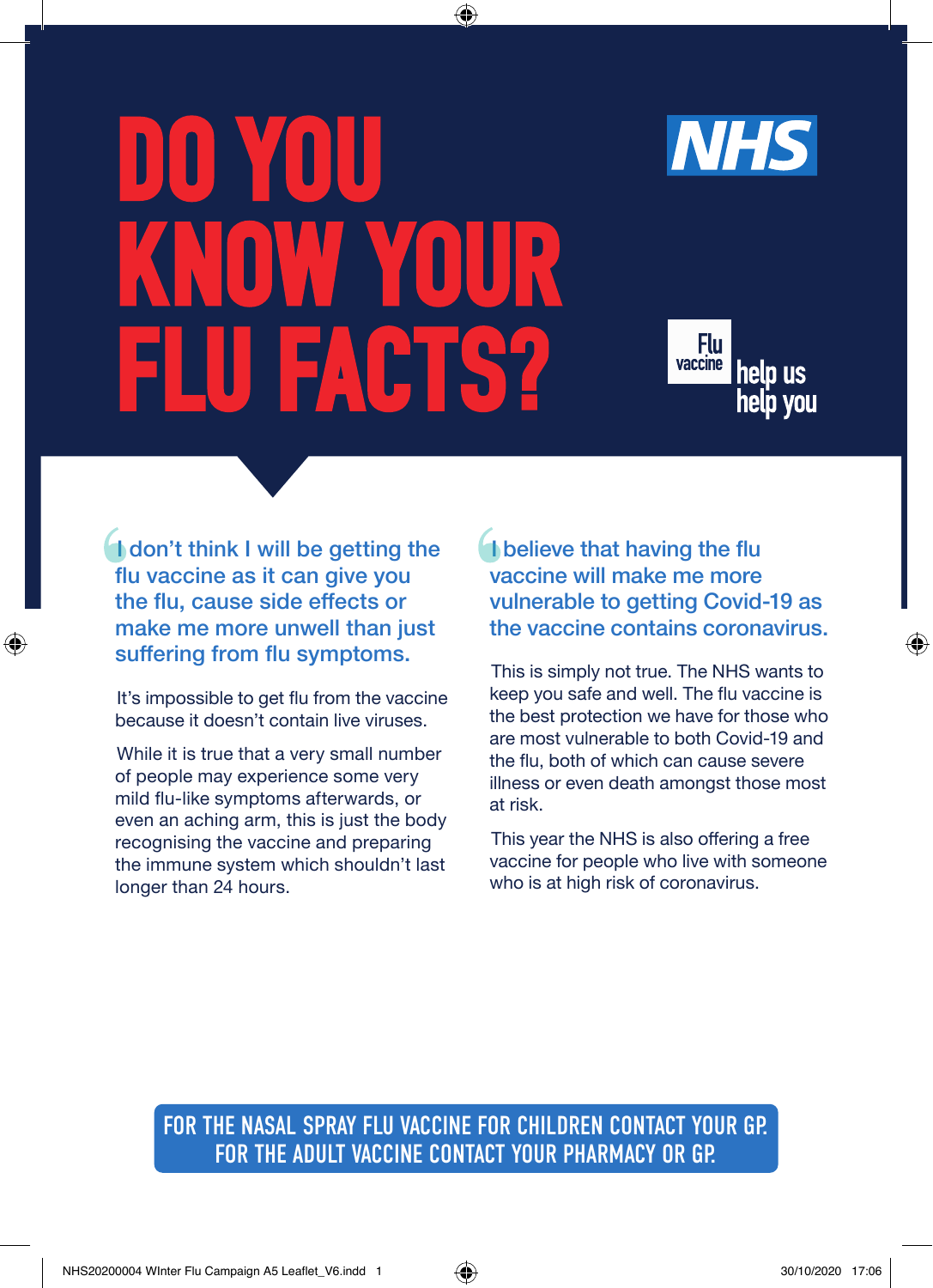# DO YOU KNOW YOUR FLU FACTS?

NHS

Flu vaccine help us help you

**"I don't think I will be getting the flu vaccine as it can give you the flu, cause side effects or make me more unwell than just suffering from flu symptoms.**

It's impossible to get flu from the vaccine because it doesn't contain live viruses.

While it is true that a very small number of people may experience some very mild flu-like symptoms afterwards, or even an aching arm, this is just the body recognising the vaccine and preparing the immune system which shouldn't last longer than 24 hours.

**"I believe that having the flu vaccine will make me more vulnerable to getting Covid-19 as the vaccine contains coronavirus.**

This is simply not true. The NHS wants to keep you safe and well. The flu vaccine is the best protection we have for those who are most vulnerable to both Covid-19 and the flu, both of which can cause severe illness or even death amongst those most at risk.

This year the NHS is also offering a free vaccine for people who live with someone who is at high risk of coronavirus.

**FOR THE NASAL SPRAY FLU VACCINE FOR CHILDREN CONTACT YOUR GP. FOR THE ADULT VACCINE CONTACT YOUR PHARMACY OR GP.**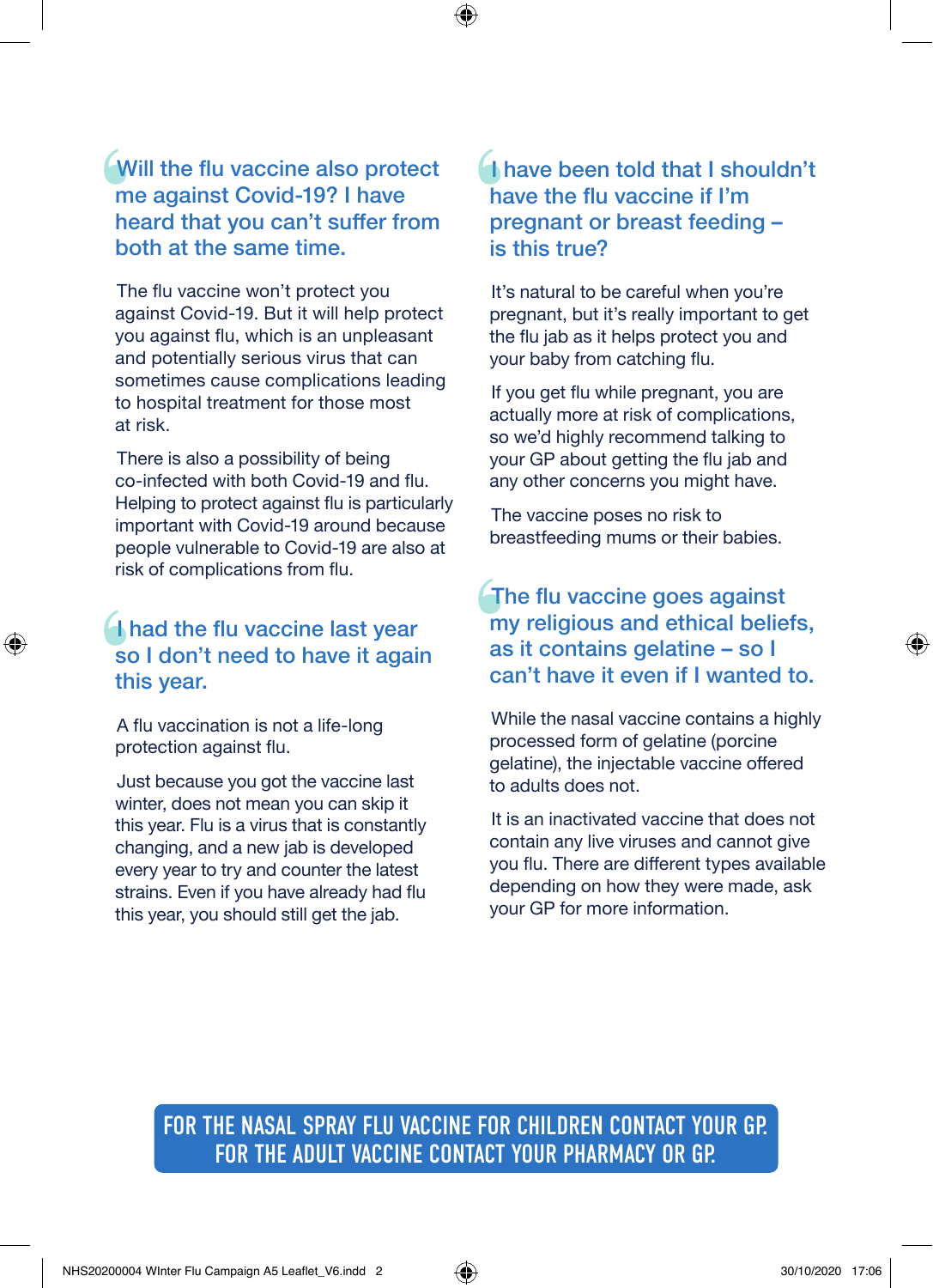## Will the flu vaccine also protect me against Covid-19? I have heard that you can't suffer from both at the same time.

The flu vaccine won't protect you against Covid-19. But it will help protect you against flu, which is an unpleasant and potentially serious virus that can sometimes cause complications leading to hospital treatment for those most at risk.

There is also a possibility of being co-infected with both Covid-19 and flu. Helping to protect against flu is particularly important with Covid-19 around because people vulnerable to Covid-19 are also at risk of complications from flu.

## I had the flu vaccine last year so I don't need to have it again this year.

A flu vaccination is not a life-long protection against flu.

Just because you got the vaccine last winter, does not mean you can skip it this year. Flu is a virus that is constantly changing, and a new jab is developed every year to try and counter the latest strains. Even if you have already had flu this year, you should still get the jab.

## I have been told that I shouldn't have the flu vaccine if I'm pregnant or breast feeding – is this true?

It's natural to be careful when you're pregnant, but it's really important to get the flu jab as it helps protect you and your baby from catching flu.

If you get flu while pregnant, you are actually more at risk of complications, so we'd highly recommend talking to your GP about getting the flu jab and any other concerns you might have.

The vaccine poses no risk to breastfeeding mums or their babies.

## The flu vaccine goes against my religious and ethical beliefs, as it contains gelatine – so I can't have it even if I wanted to.

While the nasal vaccine contains a highly processed form of gelatine (porcine gelatine), the injectable vaccine offered to adults does not.

It is an inactivated vaccine that does not contain any live viruses and cannot give you flu. There are different types available depending on how they were made, ask your GP for more information.

**FOR THE NASAL SPRAY FLU VACCINE FOR CHILDREN CONTACT YOUR GP.**
**FOR THE ADULT VACCINE CONTACT YOUR PHARMACY OR GP.**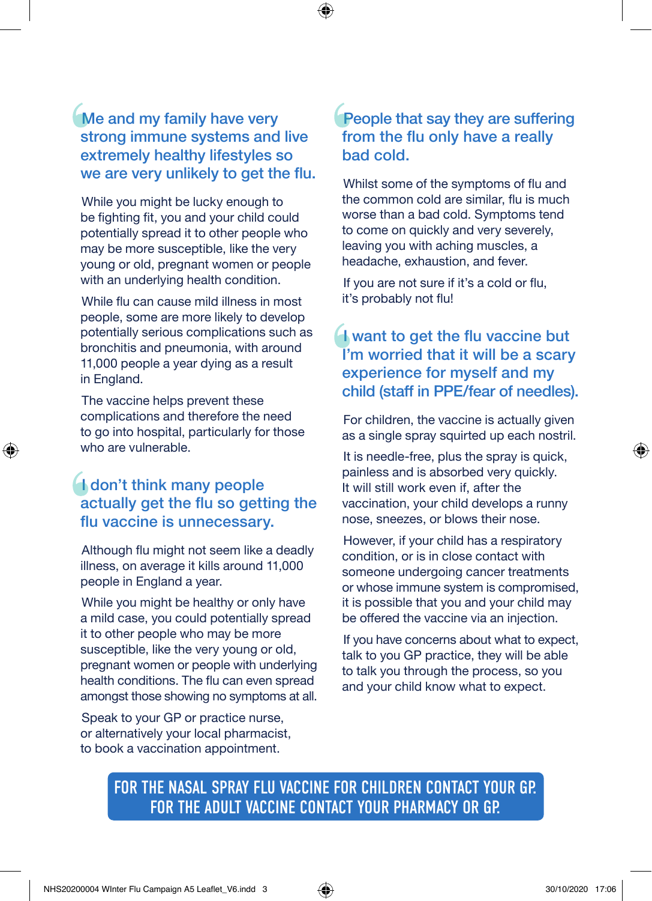## Me and my family have very strong immune systems and live extremely healthy lifestyles so we are very unlikely to get the flu.

While you might be lucky enough to be fighting fit, you and your child could potentially spread it to other people who may be more susceptible, like the very young or old, pregnant women or people with an underlying health condition.

While flu can cause mild illness in most people, some are more likely to develop potentially serious complications such as bronchitis and pneumonia, with around 11,000 people a year dying as a result in England.

The vaccine helps prevent these complications and therefore the need to go into hospital, particularly for those who are vulnerable.

## I don't think many people actually get the flu so getting the flu vaccine is unnecessary.

Although flu might not seem like a deadly illness, on average it kills around 11,000 people in England a year.

While you might be healthy or only have a mild case, you could potentially spread it to other people who may be more susceptible, like the very young or old, pregnant women or people with underlying health conditions. The flu can even spread amongst those showing no symptoms at all.

Speak to your GP or practice nurse, or alternatively your local pharmacist, to book a vaccination appointment.

## People that say they are suffering from the flu only have a really bad cold.

Whilst some of the symptoms of flu and the common cold are similar, flu is much worse than a bad cold. Symptoms tend to come on quickly and very severely, leaving you with aching muscles, a headache, exhaustion, and fever.

If you are not sure if it's a cold or flu, it's probably not flu!

## I want to get the flu vaccine but I'm worried that it will be a scary experience for myself and my child (staff in PPE/fear of needles).

For children, the vaccine is actually given as a single spray squirted up each nostril.

It is needle-free, plus the spray is quick, painless and is absorbed very quickly. It will still work even if, after the vaccination, your child develops a runny nose, sneezes, or blows their nose.

However, if your child has a respiratory condition, or is in close contact with someone undergoing cancer treatments or whose immune system is compromised, it is possible that you and your child may be offered the vaccine via an injection.

If you have concerns about what to expect, talk to you GP practice, they will be able to talk you through the process, so you and your child know what to expect.

**FOR THE NASAL SPRAY FLU VACCINE FOR CHILDREN CONTACT YOUR GP.**
**FOR THE ADULT VACCINE CONTACT YOUR PHARMACY OR GP.**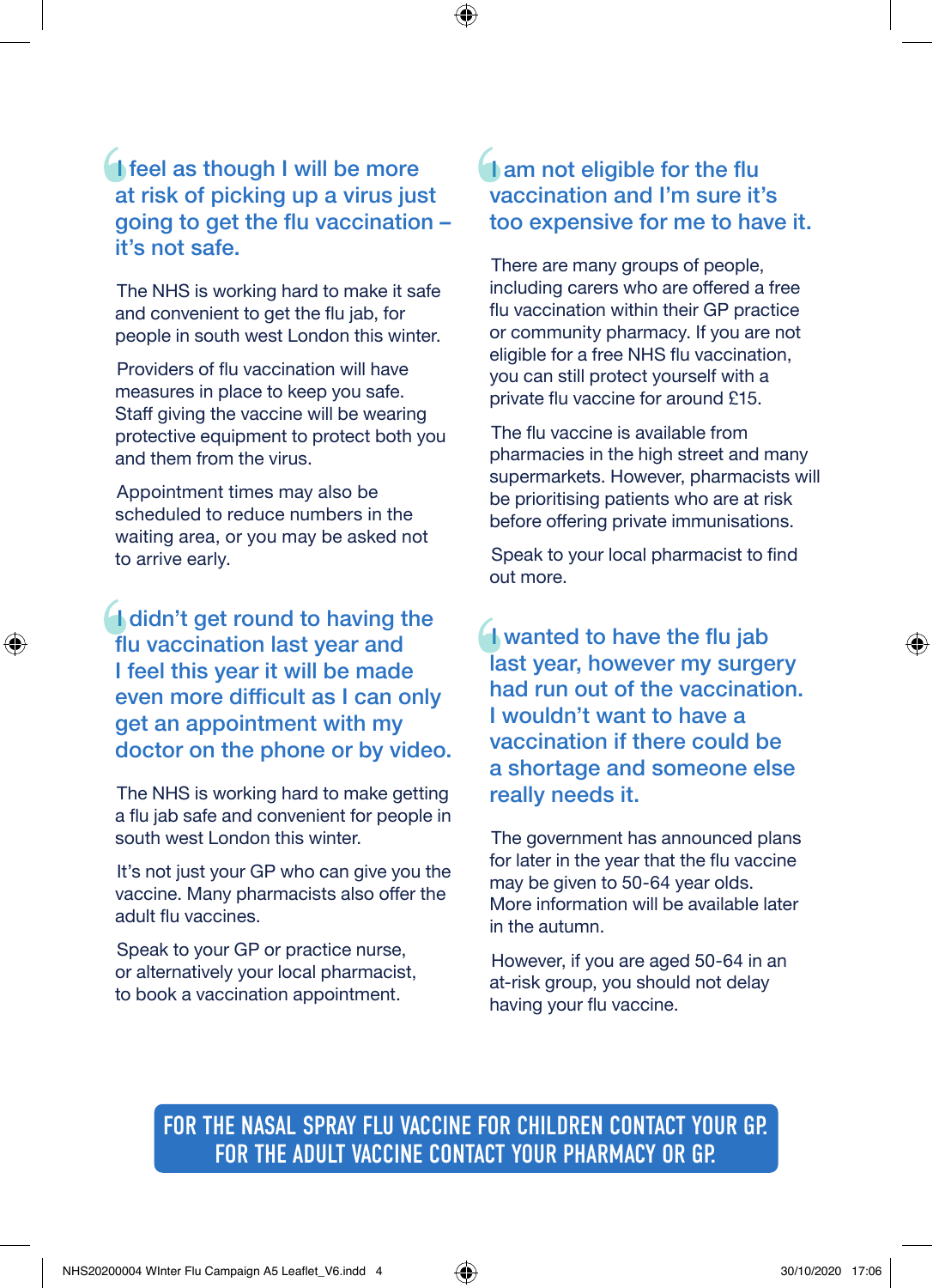### I feel as though I will be more at risk of picking up a virus just going to get the flu vaccination – it's not safe.

The NHS is working hard to make it safe and convenient to get the flu jab, for people in south west London this winter.

Providers of flu vaccination will have measures in place to keep you safe. Staff giving the vaccine will be wearing protective equipment to protect both you and them from the virus.

Appointment times may also be scheduled to reduce numbers in the waiting area, or you may be asked not to arrive early.

### I didn't get round to having the flu vaccination last year and I feel this year it will be made even more difficult as I can only get an appointment with my doctor on the phone or by video.

The NHS is working hard to make getting a flu jab safe and convenient for people in south west London this winter.

It's not just your GP who can give you the vaccine. Many pharmacists also offer the adult flu vaccines.

Speak to your GP or practice nurse, or alternatively your local pharmacist, to book a vaccination appointment.

### I am not eligible for the flu vaccination and I'm sure it's too expensive for me to have it.

There are many groups of people, including carers who are offered a free flu vaccination within their GP practice or community pharmacy. If you are not eligible for a free NHS flu vaccination, you can still protect yourself with a private flu vaccine for around £15.

The flu vaccine is available from pharmacies in the high street and many supermarkets. However, pharmacists will be prioritising patients who are at risk before offering private immunisations.

Speak to your local pharmacist to find out more.

### I wanted to have the flu jab last year, however my surgery had run out of the vaccination. I wouldn't want to have a vaccination if there could be a shortage and someone else really needs it.

The government has announced plans for later in the year that the flu vaccine may be given to 50-64 year olds. More information will be available later in the autumn.

However, if you are aged 50-64 in an at-risk group, you should not delay having your flu vaccine.

**FOR THE NASAL SPRAY FLU VACCINE FOR CHILDREN CONTACT YOUR GP.**
**FOR THE ADULT VACCINE CONTACT YOUR PHARMACY OR GP.**